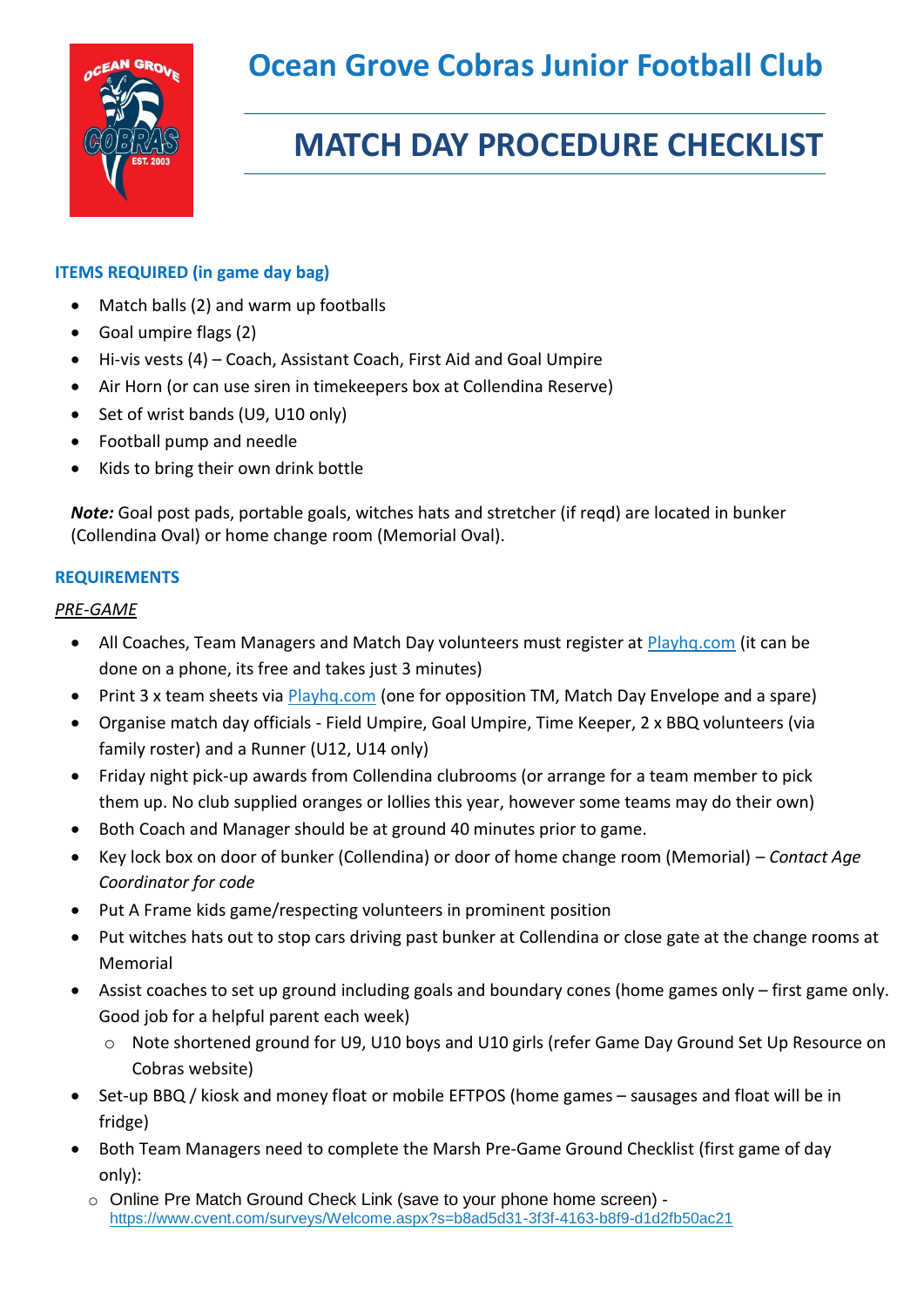# Ocean Grove Cobras Junior Football Club

## MATCH DAY PROCEDURE CHECKLIST

### ITEMS REQUIRED (in game day bag)

- Match balls (2) and warm up footballs
- Goal umpire flags (2)
- Hi-vis vests (4) – Coach, Assistant Coach, First Aid and Goal Umpire
- Air Horn (or can use siren in timekeepers box at Collendina Reserve)
- Set of wrist bands (U9, U10 only)
- Football pump and needle
- Kids to bring their own drink bottle

***Note:*** Goal post pads, portable goals, witches hats and stretcher (if reqd) are located in bunker (Collendina Oval) or home change room (Memorial Oval).

### REQUIREMENTS

*PRE-GAME*

- All Coaches, Team Managers and Match Day volunteers must register at [Playhq.com](Playhq.com) (it can be done on a phone, its free and takes just 3 minutes)
- Print 3 x team sheets via [Playhq.com](Playhq.com) (one for opposition TM, Match Day Envelope and a spare)
- Organise match day officials - Field Umpire, Goal Umpire, Time Keeper, 2 x BBQ volunteers (via family roster) and a Runner (U12, U14 only)
- Friday night pick-up awards from Collendina clubrooms (or arrange for a team member to pick them up. No club supplied oranges or lollies this year, however some teams may do their own)
- Both Coach and Manager should be at ground 40 minutes prior to game.
- Key lock box on door of bunker (Collendina) or door of home change room (Memorial) – *Contact Age Coordinator for code*
- Put A Frame kids game/respecting volunteers in prominent position
- Put witches hats out to stop cars driving past bunker at Collendina or close gate at the change rooms at Memorial
- Assist coaches to set up ground including goals and boundary cones (home games only – first game only. Good job for a helpful parent each week)
  - Note shortened ground for U9, U10 boys and U10 girls (refer Game Day Ground Set Up Resource on Cobras website)
- Set-up BBQ / kiosk and money float or mobile EFTPOS (home games – sausages and float will be in fridge)
- Both Team Managers need to complete the Marsh Pre-Game Ground Checklist (first game of day only):
  - Online Pre Match Ground Check Link (save to your phone home screen) - https://www.cvent.com/surveys/Welcome.aspx?s=b8ad5d31-3f3f-4163-b8f9-d1d2fb50ac21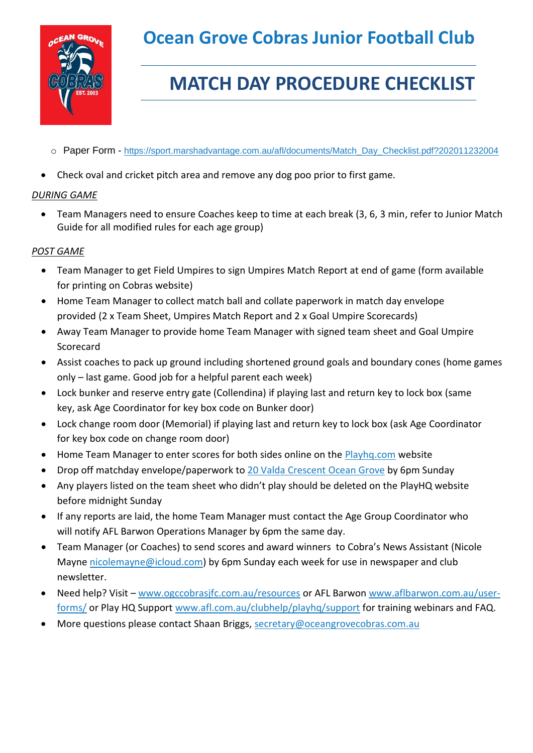# Ocean Grove Cobras Junior Football Club

# MATCH DAY PROCEDURE CHECKLIST

- Paper Form - https://sport.marshadvantage.com.au/afl/documents/Match_Day_Checklist.pdf?202011232004

- Check oval and cricket pitch area and remove any dog poo prior to first game.

*DURING GAME*

- Team Managers need to ensure Coaches keep to time at each break (3, 6, 3 min, refer to Junior Match Guide for all modified rules for each age group)

*POST GAME*

- Team Manager to get Field Umpires to sign Umpires Match Report at end of game (form available for printing on Cobras website)
- Home Team Manager to collect match ball and collate paperwork in match day envelope provided (2 x Team Sheet, Umpires Match Report and 2 x Goal Umpire Scorecards)
- Away Team Manager to provide home Team Manager with signed team sheet and Goal Umpire Scorecard
- Assist coaches to pack up ground including shortened ground goals and boundary cones (home games only – last game. Good job for a helpful parent each week)
- Lock bunker and reserve entry gate (Collendina) if playing last and return key to lock box (same key, ask Age Coordinator for key box code on Bunker door)
- Lock change room door (Memorial) if playing last and return key to lock box (ask Age Coordinator for key box code on change room door)
- Home Team Manager to enter scores for both sides online on the Playhq.com website
- Drop off matchday envelope/paperwork to 20 Valda Crescent Ocean Grove by 6pm Sunday
- Any players listed on the team sheet who didn't play should be deleted on the PlayHQ website before midnight Sunday
- If any reports are laid, the home Team Manager must contact the Age Group Coordinator who will notify AFL Barwon Operations Manager by 6pm the same day.
- Team Manager (or Coaches) to send scores and award winners to Cobra's News Assistant (Nicole Mayne nicolemayne@icloud.com) by 6pm Sunday each week for use in newspaper and club newsletter.
- Need help? Visit – www.ogccobrasjfc.com.au/resources or AFL Barwon www.aflbarwon.com.au/user-forms/ or Play HQ Support www.afl.com.au/clubhelp/playhq/support for training webinars and FAQ.
- More questions please contact Shaan Briggs, secretary@oceangrovecobras.com.au